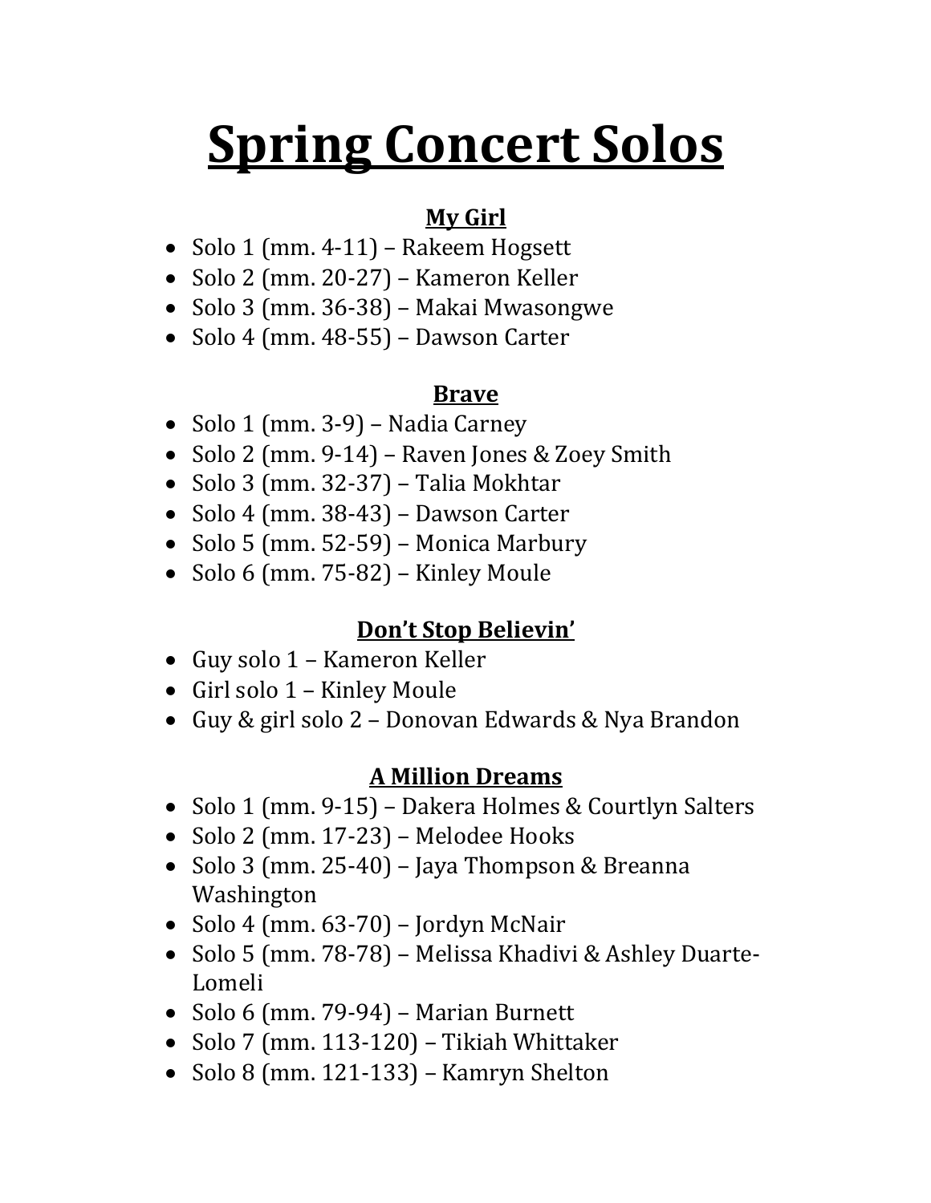# Spring Concert Solos

## My Girl

- Solo 1 (mm. 4-11) – Rakeem Hogsett
- Solo 2 (mm. 20-27) – Kameron Keller
- Solo 3 (mm. 36-38) – Makai Mwasongwe
- Solo 4 (mm. 48-55) – Dawson Carter

## Brave

- Solo 1 (mm. 3-9) – Nadia Carney
- Solo 2 (mm. 9-14) – Raven Jones & Zoey Smith
- Solo 3 (mm. 32-37) – Talia Mokhtar
- Solo 4 (mm. 38-43) – Dawson Carter
- Solo 5 (mm. 52-59) – Monica Marbury
- Solo 6 (mm. 75-82) – Kinley Moule

## Don't Stop Believin'

- Guy solo 1 – Kameron Keller
- Girl solo 1 – Kinley Moule
- Guy & girl solo 2 – Donovan Edwards & Nya Brandon

## A Million Dreams

- Solo 1 (mm. 9-15) – Dakera Holmes & Courtlyn Salters
- Solo 2 (mm. 17-23) – Melodee Hooks
- Solo 3 (mm. 25-40) – Jaya Thompson & Breanna Washington
- Solo 4 (mm. 63-70) – Jordyn McNair
- Solo 5 (mm. 78-78) – Melissa Khadivi & Ashley Duarte-Lomeli
- Solo 6 (mm. 79-94) – Marian Burnett
- Solo 7 (mm. 113-120) – Tikiah Whittaker
- Solo 8 (mm. 121-133) – Kamryn Shelton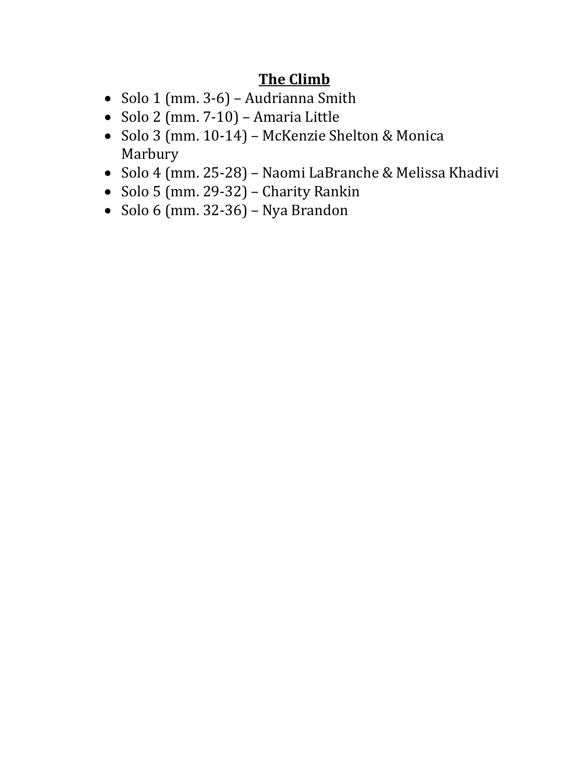## The Climb

- Solo 1 (mm. 3-6) – Audrianna Smith
- Solo 2 (mm. 7-10) – Amaria Little
- Solo 3 (mm. 10-14) – McKenzie Shelton & Monica Marbury
- Solo 4 (mm. 25-28) – Naomi LaBranche & Melissa Khadivi
- Solo 5 (mm. 29-32) – Charity Rankin
- Solo 6 (mm. 32-36) – Nya Brandon